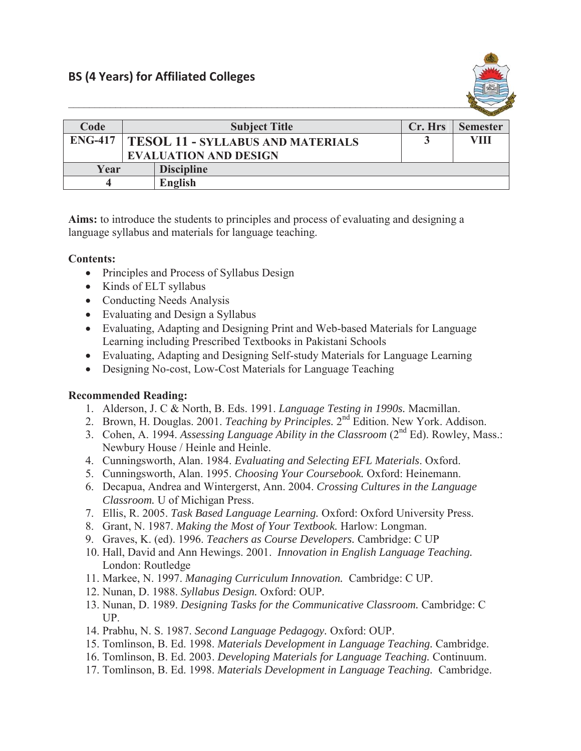## BS (4 Years) for Affiliated Colleges

| Code | Subject Title | | Cr. Hrs | Semester |
|---|---|---|---|---|
| ENG-417 | **TESOL 11 - SYLLABUS AND MATERIALS EVALUATION AND DESIGN** | | 3 | VIII |
| **Year** | **Discipline** | | | |
| 4 | English | | | |

**Aims:** to introduce the students to principles and process of evaluating and designing a language syllabus and materials for language teaching.

**Contents:**

- Principles and Process of Syllabus Design
- Kinds of ELT syllabus
- Conducting Needs Analysis
- Evaluating and Design a Syllabus
- Evaluating, Adapting and Designing Print and Web-based Materials for Language Learning including Prescribed Textbooks in Pakistani Schools
- Evaluating, Adapting and Designing Self-study Materials for Language Learning
- Designing No-cost, Low-Cost Materials for Language Teaching

**Recommended Reading:**

1. Alderson, J. C & North, B. Eds. 1991. *Language Testing in 1990s.* Macmillan.
2. Brown, H. Douglas. 2001. *Teaching by Principles.* 2nd Edition. New York. Addison.
3. Cohen, A. 1994. *Assessing Language Ability in the Classroom* (2nd Ed). Rowley, Mass.: Newbury House / Heinle and Heinle.
4. Cunningsworth, Alan. 1984. *Evaluating and Selecting EFL Materials*. Oxford.
5. Cunningsworth, Alan. 1995. *Choosing Your Coursebook.* Oxford: Heinemann.
6. Decapua, Andrea and Wintergerst, Ann. 2004. *Crossing Cultures in the Language Classroom.* U of Michigan Press.
7. Ellis, R. 2005. *Task Based Language Learning.* Oxford: Oxford University Press.
8. Grant, N. 1987. *Making the Most of Your Textbook.* Harlow: Longman.
9. Graves, K. (ed). 1996. *Teachers as Course Developers.* Cambridge: C UP
10. Hall, David and Ann Hewings. 2001. *Innovation in English Language Teaching.* London: Routledge
11. Markee, N. 1997. *Managing Curriculum Innovation.* Cambridge: C UP.
12. Nunan, D. 1988. *Syllabus Design.* Oxford: OUP.
13. Nunan, D. 1989. *Designing Tasks for the Communicative Classroom.* Cambridge: C UP.
14. Prabhu, N. S. 1987. *Second Language Pedagogy.* Oxford: OUP.
15. Tomlinson, B. Ed. 1998. *Materials Development in Language Teaching.* Cambridge.
16. Tomlinson, B. Ed. 2003. *Developing Materials for Language Teaching.* Continuum.
17. Tomlinson, B. Ed. 1998. *Materials Development in Language Teaching.* Cambridge.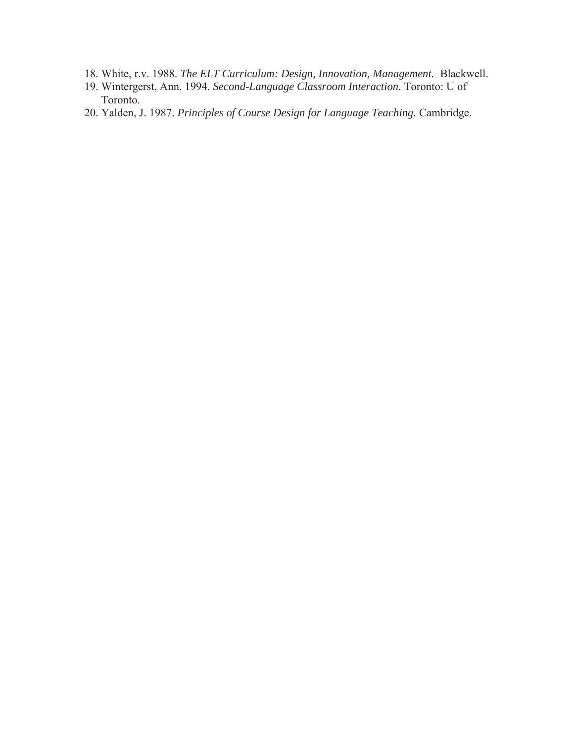18. White, r.v. 1988. *The ELT Curriculum: Design, Innovation, Management.* Blackwell.
19. Wintergerst, Ann. 1994. *Second-Language Classroom Interaction.* Toronto: U of Toronto.
20. Yalden, J. 1987. *Principles of Course Design for Language Teaching.* Cambridge.